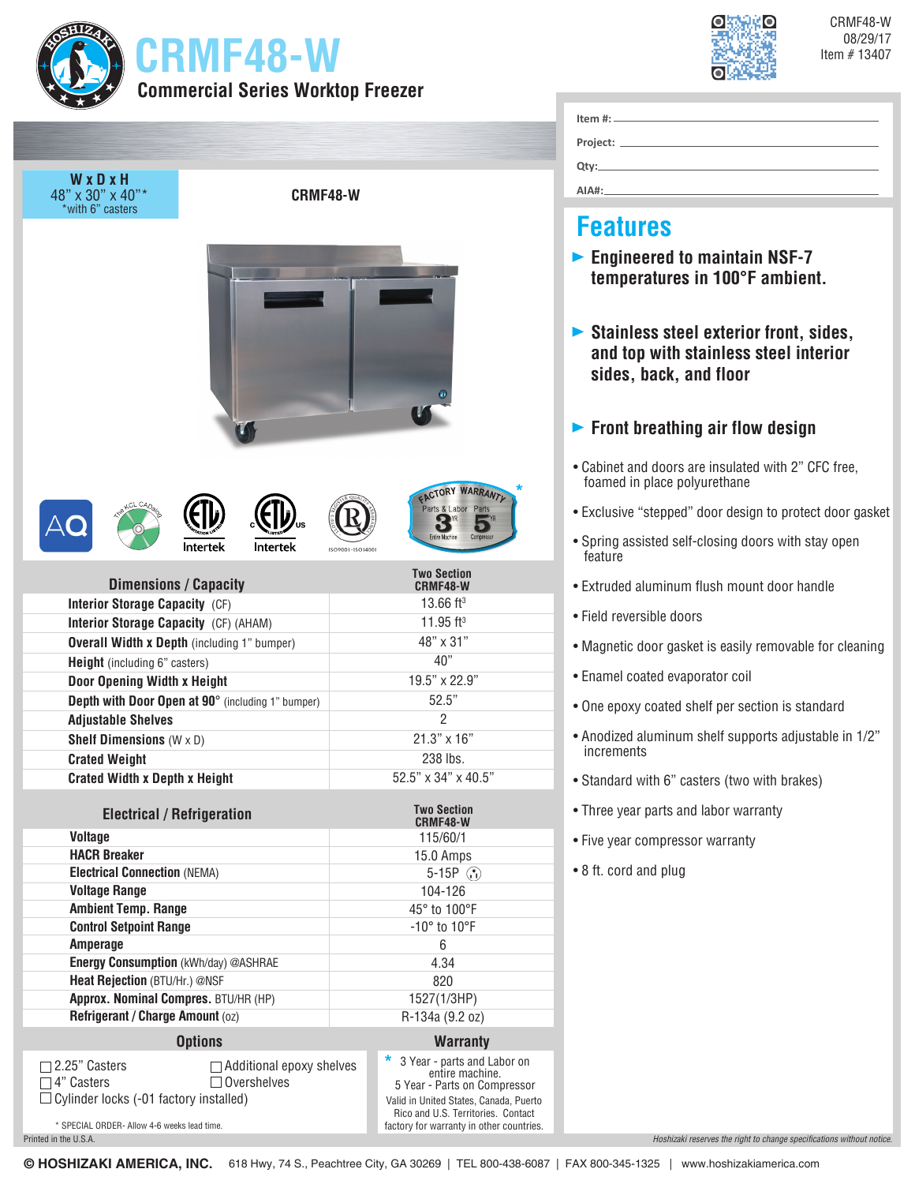CRMF48-W
08/29/17
Item # 13407

# CRMF48-W

## Commercial Series Worktop Freezer

Item #: ______________________

Project: ______________________

Qty: ______________________

AIA#: ______________________

**W x D x H**
48" x 30" x 40"*
*with 6" casters

**CRMF48-W**

FACTORY WARRANTY* — Parts & Labor 3 YR Entire Machine, Parts 5 YR Compressor

| Dimensions / Capacity | Two Section CRMF48-W |
|---|---|
| **Interior Storage Capacity** (CF) | 13.66 ft³ |
| **Interior Storage Capacity** (CF) (AHAM) | 11.95 ft³ |
| **Overall Width x Depth** (including 1" bumper) | 48" x 31" |
| **Height** (including 6" casters) | 40" |
| **Door Opening Width x Height** | 19.5" x 22.9" |
| **Depth with Door Open at 90°** (including 1" bumper) | 52.5" |
| **Adjustable Shelves** | 2 |
| **Shelf Dimensions** (W x D) | 21.3" x 16" |
| **Crated Weight** | 238 lbs. |
| **Crated Width x Depth x Height** | 52.5" x 34" x 40.5" |

| Electrical / Refrigeration | Two Section CRMF48-W |
|---|---|
| **Voltage** | 115/60/1 |
| **HACR Breaker** | 15.0 Amps |
| **Electrical Connection** (NEMA) | 5-15P |
| **Voltage Range** | 104-126 |
| **Ambient Temp. Range** | 45° to 100°F |
| **Control Setpoint Range** | -10° to 10°F |
| **Amperage** | 6 |
| **Energy Consumption** (kWh/day) @ASHRAE | 4.34 |
| **Heat Rejection** (BTU/Hr.) @NSF | 820 |
| **Approx. Nominal Compres.** BTU/HR (HP) | 1527(1/3HP) |
| **Refrigerant / Charge Amount** (oz) | R-134a (9.2 oz) |

## Options

- ☐ 2.25" Casters
- ☐ 4" Casters
- ☐ Cylinder locks (-01 factory installed)
- ☐ Additional epoxy shelves
- ☐ Overshelves

* SPECIAL ORDER- Allow 4-6 weeks lead time.

## Warranty

* 3 Year - parts and Labor on entire machine.
5 Year - Parts on Compressor
Valid in United States, Canada, Puerto Rico and U.S. Territories. Contact factory for warranty in other countries.

# Features

- **Engineered to maintain NSF-7 temperatures in 100°F ambient.**
- **Stainless steel exterior front, sides, and top with stainless steel interior sides, back, and floor**
- **Front breathing air flow design**

- Cabinet and doors are insulated with 2" CFC free, foamed in place polyurethane
- Exclusive "stepped" door design to protect door gasket
- Spring assisted self-closing doors with stay open feature
- Extruded aluminum flush mount door handle
- Field reversible doors
- Magnetic door gasket is easily removable for cleaning
- Enamel coated evaporator coil
- One epoxy coated shelf per section is standard
- Anodized aluminum shelf supports adjustable in 1/2" increments
- Standard with 6" casters (two with brakes)
- Three year parts and labor warranty
- Five year compressor warranty
- 8 ft. cord and plug

Printed in the U.S.A.

*Hoshizaki reserves the right to change specifications without notice.*

© HOSHIZAKI AMERICA, INC. 618 Hwy, 74 S., Peachtree City, GA 30269 | TEL 800-438-6087 | FAX 800-345-1325 | www.hoshizakiamerica.com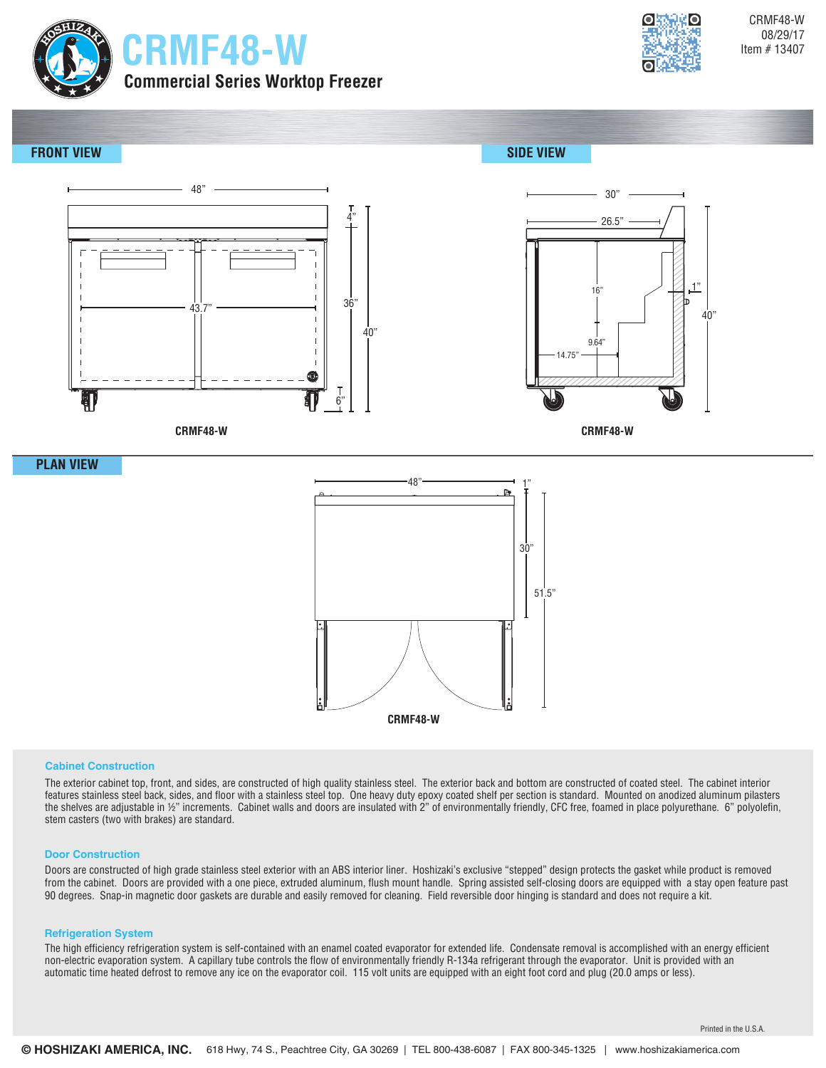# CRMF48-W

## Commercial Series Worktop Freezer

CRMF48-W
08/29/17
Item # 13407

## FRONT VIEW

48"
4"
43.7"
36"
40"
6"

CRMF48-W

## SIDE VIEW

30"
26.5"
16"
1"
9.64"
14.75"
40"

CRMF48-W

## PLAN VIEW

48"
1"
30"
51.5"

CRMF48-W

### Cabinet Construction

The exterior cabinet top, front, and sides, are constructed of high quality stainless steel. The exterior back and bottom are constructed of coated steel. The cabinet interior features stainless steel back, sides, and floor with a stainless steel top. One heavy duty epoxy coated shelf per section is standard. Mounted on anodized aluminum pilasters the shelves are adjustable in ½" increments. Cabinet walls and doors are insulated with 2" of environmentally friendly, CFC free, foamed in place polyurethane. 6" polyolefin, stem casters (two with brakes) are standard.

### Door Construction

Doors are constructed of high grade stainless steel exterior with an ABS interior liner. Hoshizaki's exclusive "stepped" design protects the gasket while product is removed from the cabinet. Doors are provided with a one piece, extruded aluminum, flush mount handle. Spring assisted self-closing doors are equipped with a stay open feature past 90 degrees. Snap-in magnetic door gaskets are durable and easily removed for cleaning. Field reversible door hinging is standard and does not require a kit.

### Refrigeration System

The high efficiency refrigeration system is self-contained with an enamel coated evaporator for extended life. Condensate removal is accomplished with an energy efficient non-electric evaporation system. A capillary tube controls the flow of environmentally friendly R-134a refrigerant through the evaporator. Unit is provided with an automatic time heated defrost to remove any ice on the evaporator coil. 115 volt units are equipped with an eight foot cord and plug (20.0 amps or less).

Printed in the U.S.A.

© HOSHIZAKI AMERICA, INC. 618 Hwy, 74 S., Peachtree City, GA 30269 | TEL 800-438-6087 | FAX 800-345-1325 | www.hoshizakiamerica.com